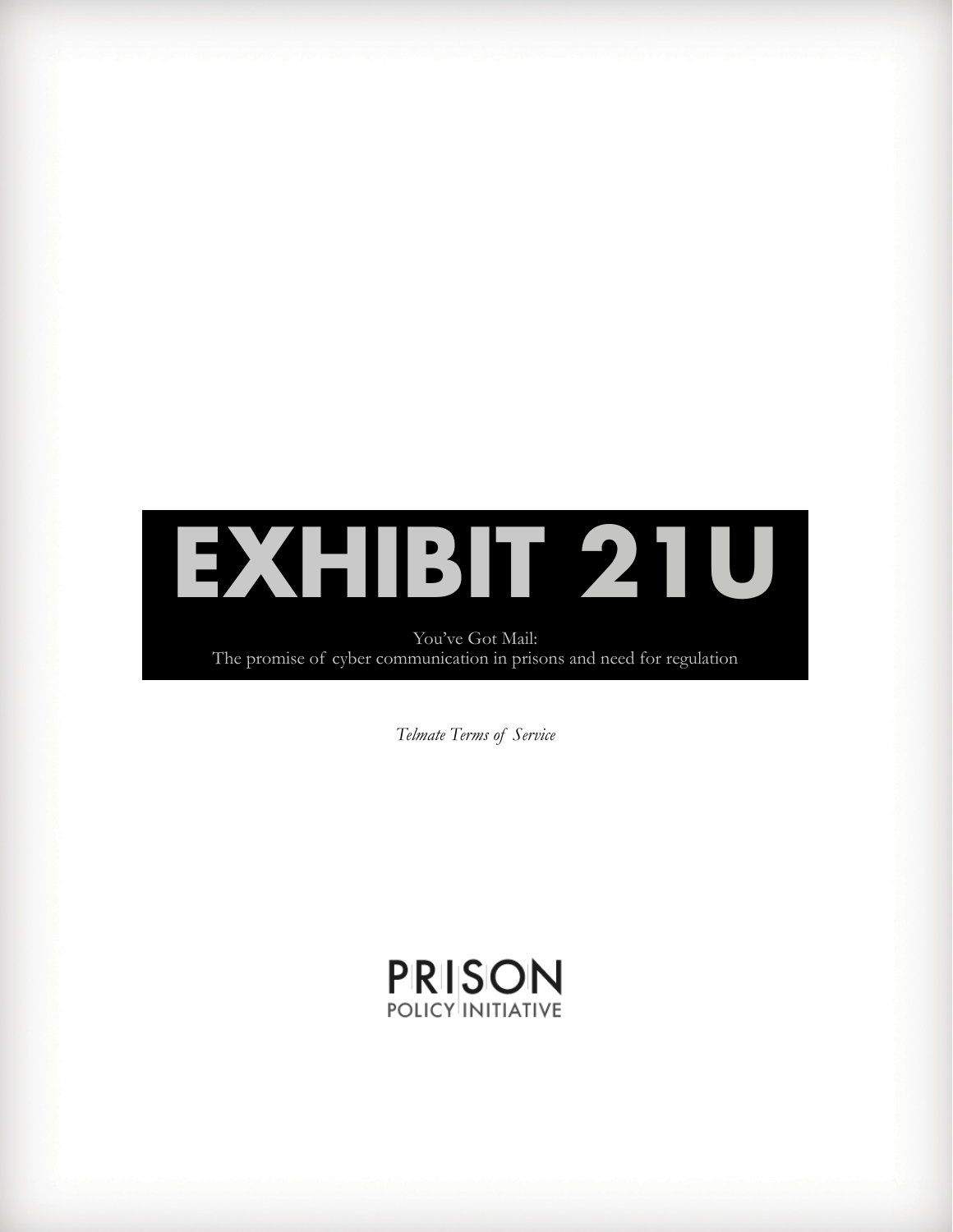# EXHIBIT 21U

You've Got Mail:
The promise of cyber communication in prisons and need for regulation

*Telmate Terms of Service*

PRISON POLICY INITIATIVE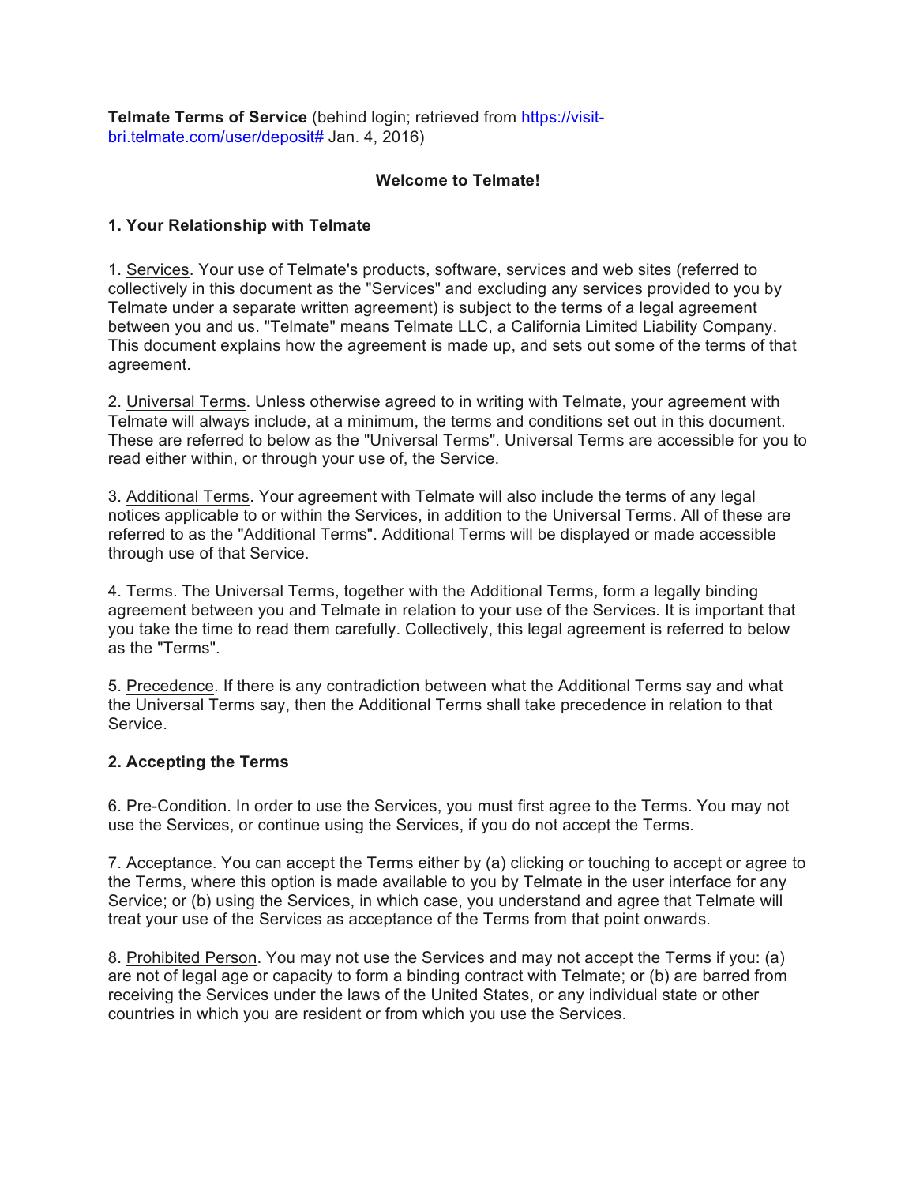**Telmate Terms of Service** (behind login; retrieved from [https://visit-bri.telmate.com/user/deposit#](https://visit-bri.telmate.com/user/deposit#) Jan. 4, 2016)

## Welcome to Telmate!

### 1. Your Relationship with Telmate

1. Services. Your use of Telmate's products, software, services and web sites (referred to collectively in this document as the "Services" and excluding any services provided to you by Telmate under a separate written agreement) is subject to the terms of a legal agreement between you and us. "Telmate" means Telmate LLC, a California Limited Liability Company. This document explains how the agreement is made up, and sets out some of the terms of that agreement.

2. Universal Terms. Unless otherwise agreed to in writing with Telmate, your agreement with Telmate will always include, at a minimum, the terms and conditions set out in this document. These are referred to below as the "Universal Terms". Universal Terms are accessible for you to read either within, or through your use of, the Service.

3. Additional Terms. Your agreement with Telmate will also include the terms of any legal notices applicable to or within the Services, in addition to the Universal Terms. All of these are referred to as the "Additional Terms". Additional Terms will be displayed or made accessible through use of that Service.

4. Terms. The Universal Terms, together with the Additional Terms, form a legally binding agreement between you and Telmate in relation to your use of the Services. It is important that you take the time to read them carefully. Collectively, this legal agreement is referred to below as the "Terms".

5. Precedence. If there is any contradiction between what the Additional Terms say and what the Universal Terms say, then the Additional Terms shall take precedence in relation to that Service.

### 2. Accepting the Terms

6. Pre-Condition. In order to use the Services, you must first agree to the Terms. You may not use the Services, or continue using the Services, if you do not accept the Terms.

7. Acceptance. You can accept the Terms either by (a) clicking or touching to accept or agree to the Terms, where this option is made available to you by Telmate in the user interface for any Service; or (b) using the Services, in which case, you understand and agree that Telmate will treat your use of the Services as acceptance of the Terms from that point onwards.

8. Prohibited Person. You may not use the Services and may not accept the Terms if you: (a) are not of legal age or capacity to form a binding contract with Telmate; or (b) are barred from receiving the Services under the laws of the United States, or any individual state or other countries in which you are resident or from which you use the Services.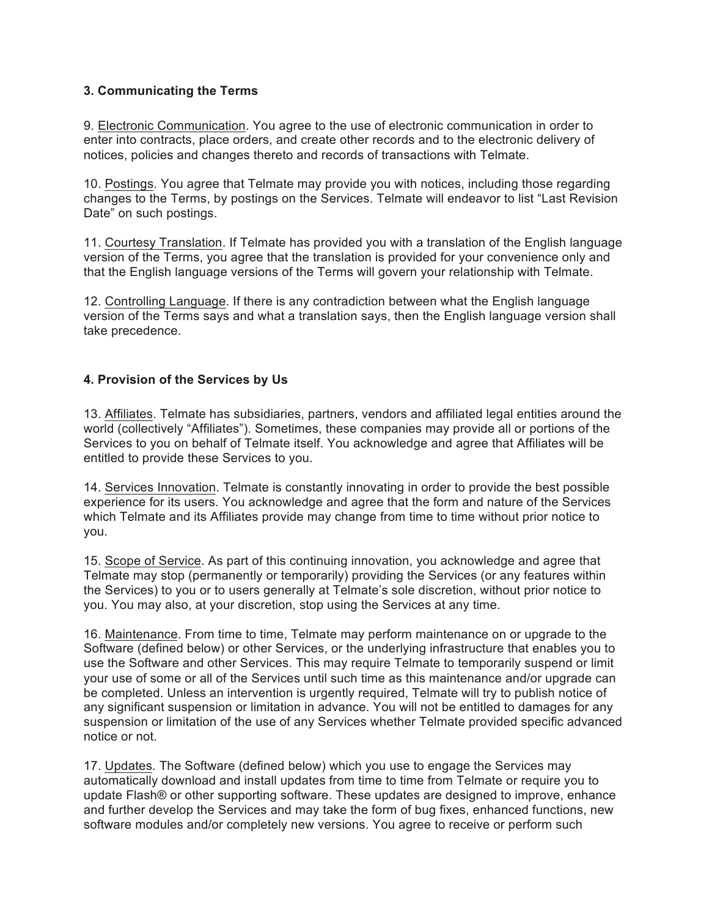### 3. Communicating the Terms

9. Electronic Communication. You agree to the use of electronic communication in order to enter into contracts, place orders, and create other records and to the electronic delivery of notices, policies and changes thereto and records of transactions with Telmate.

10. Postings. You agree that Telmate may provide you with notices, including those regarding changes to the Terms, by postings on the Services. Telmate will endeavor to list "Last Revision Date" on such postings.

11. Courtesy Translation. If Telmate has provided you with a translation of the English language version of the Terms, you agree that the translation is provided for your convenience only and that the English language versions of the Terms will govern your relationship with Telmate.

12. Controlling Language. If there is any contradiction between what the English language version of the Terms says and what a translation says, then the English language version shall take precedence.

### 4. Provision of the Services by Us

13. Affiliates. Telmate has subsidiaries, partners, vendors and affiliated legal entities around the world (collectively "Affiliates"). Sometimes, these companies may provide all or portions of the Services to you on behalf of Telmate itself. You acknowledge and agree that Affiliates will be entitled to provide these Services to you.

14. Services Innovation. Telmate is constantly innovating in order to provide the best possible experience for its users. You acknowledge and agree that the form and nature of the Services which Telmate and its Affiliates provide may change from time to time without prior notice to you.

15. Scope of Service. As part of this continuing innovation, you acknowledge and agree that Telmate may stop (permanently or temporarily) providing the Services (or any features within the Services) to you or to users generally at Telmate's sole discretion, without prior notice to you. You may also, at your discretion, stop using the Services at any time.

16. Maintenance. From time to time, Telmate may perform maintenance on or upgrade to the Software (defined below) or other Services, or the underlying infrastructure that enables you to use the Software and other Services. This may require Telmate to temporarily suspend or limit your use of some or all of the Services until such time as this maintenance and/or upgrade can be completed. Unless an intervention is urgently required, Telmate will try to publish notice of any significant suspension or limitation in advance. You will not be entitled to damages for any suspension or limitation of the use of any Services whether Telmate provided specific advanced notice or not.

17. Updates. The Software (defined below) which you use to engage the Services may automatically download and install updates from time to time from Telmate or require you to update Flash® or other supporting software. These updates are designed to improve, enhance and further develop the Services and may take the form of bug fixes, enhanced functions, new software modules and/or completely new versions. You agree to receive or perform such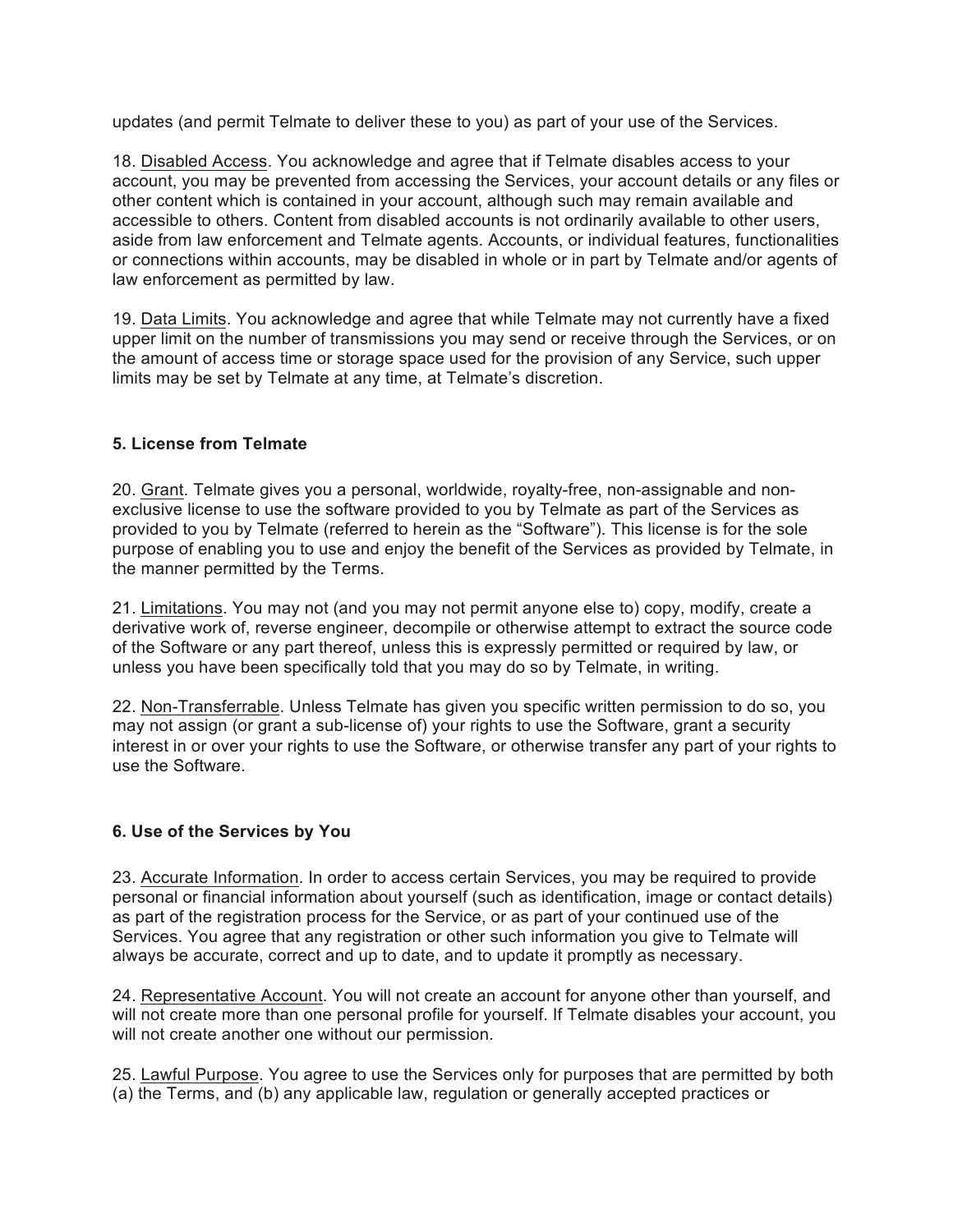updates (and permit Telmate to deliver these to you) as part of your use of the Services.

18. Disabled Access. You acknowledge and agree that if Telmate disables access to your account, you may be prevented from accessing the Services, your account details or any files or other content which is contained in your account, although such may remain available and accessible to others. Content from disabled accounts is not ordinarily available to other users, aside from law enforcement and Telmate agents. Accounts, or individual features, functionalities or connections within accounts, may be disabled in whole or in part by Telmate and/or agents of law enforcement as permitted by law.

19. Data Limits. You acknowledge and agree that while Telmate may not currently have a fixed upper limit on the number of transmissions you may send or receive through the Services, or on the amount of access time or storage space used for the provision of any Service, such upper limits may be set by Telmate at any time, at Telmate's discretion.

### 5. License from Telmate

20. Grant. Telmate gives you a personal, worldwide, royalty-free, non-assignable and non-exclusive license to use the software provided to you by Telmate as part of the Services as provided to you by Telmate (referred to herein as the "Software"). This license is for the sole purpose of enabling you to use and enjoy the benefit of the Services as provided by Telmate, in the manner permitted by the Terms.

21. Limitations. You may not (and you may not permit anyone else to) copy, modify, create a derivative work of, reverse engineer, decompile or otherwise attempt to extract the source code of the Software or any part thereof, unless this is expressly permitted or required by law, or unless you have been specifically told that you may do so by Telmate, in writing.

22. Non-Transferrable. Unless Telmate has given you specific written permission to do so, you may not assign (or grant a sub-license of) your rights to use the Software, grant a security interest in or over your rights to use the Software, or otherwise transfer any part of your rights to use the Software.

### 6. Use of the Services by You

23. Accurate Information. In order to access certain Services, you may be required to provide personal or financial information about yourself (such as identification, image or contact details) as part of the registration process for the Service, or as part of your continued use of the Services. You agree that any registration or other such information you give to Telmate will always be accurate, correct and up to date, and to update it promptly as necessary.

24. Representative Account. You will not create an account for anyone other than yourself, and will not create more than one personal profile for yourself. If Telmate disables your account, you will not create another one without our permission.

25. Lawful Purpose. You agree to use the Services only for purposes that are permitted by both (a) the Terms, and (b) any applicable law, regulation or generally accepted practices or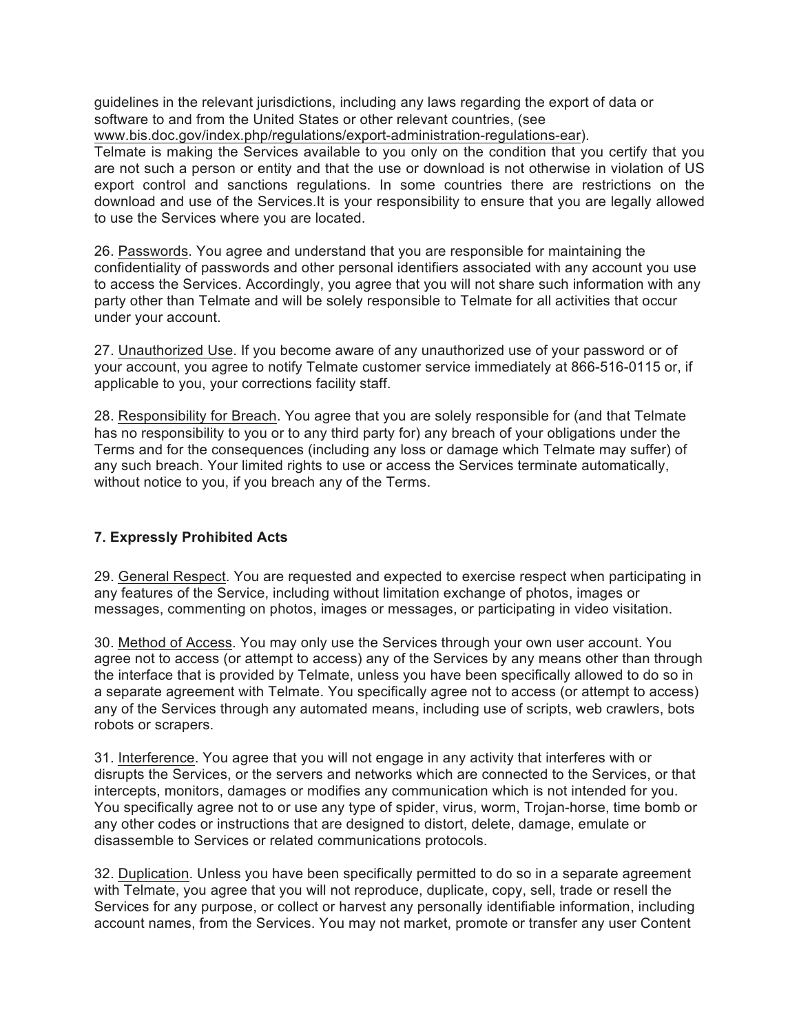guidelines in the relevant jurisdictions, including any laws regarding the export of data or software to and from the United States or other relevant countries, (see www.bis.doc.gov/index.php/regulations/export-administration-regulations-ear).
Telmate is making the Services available to you only on the condition that you certify that you are not such a person or entity and that the use or download is not otherwise in violation of US export control and sanctions regulations. In some countries there are restrictions on the download and use of the Services.It is your responsibility to ensure that you are legally allowed to use the Services where you are located.

26. Passwords. You agree and understand that you are responsible for maintaining the confidentiality of passwords and other personal identifiers associated with any account you use to access the Services. Accordingly, you agree that you will not share such information with any party other than Telmate and will be solely responsible to Telmate for all activities that occur under your account.

27. Unauthorized Use. If you become aware of any unauthorized use of your password or of your account, you agree to notify Telmate customer service immediately at 866-516-0115 or, if applicable to you, your corrections facility staff.

28. Responsibility for Breach. You agree that you are solely responsible for (and that Telmate has no responsibility to you or to any third party for) any breach of your obligations under the Terms and for the consequences (including any loss or damage which Telmate may suffer) of any such breach. Your limited rights to use or access the Services terminate automatically, without notice to you, if you breach any of the Terms.

**7. Expressly Prohibited Acts**

29. General Respect. You are requested and expected to exercise respect when participating in any features of the Service, including without limitation exchange of photos, images or messages, commenting on photos, images or messages, or participating in video visitation.

30. Method of Access. You may only use the Services through your own user account. You agree not to access (or attempt to access) any of the Services by any means other than through the interface that is provided by Telmate, unless you have been specifically allowed to do so in a separate agreement with Telmate. You specifically agree not to access (or attempt to access) any of the Services through any automated means, including use of scripts, web crawlers, bots robots or scrapers.

31. Interference. You agree that you will not engage in any activity that interferes with or disrupts the Services, or the servers and networks which are connected to the Services, or that intercepts, monitors, damages or modifies any communication which is not intended for you. You specifically agree not to or use any type of spider, virus, worm, Trojan-horse, time bomb or any other codes or instructions that are designed to distort, delete, damage, emulate or disassemble to Services or related communications protocols.

32. Duplication. Unless you have been specifically permitted to do so in a separate agreement with Telmate, you agree that you will not reproduce, duplicate, copy, sell, trade or resell the Services for any purpose, or collect or harvest any personally identifiable information, including account names, from the Services. You may not market, promote or transfer any user Content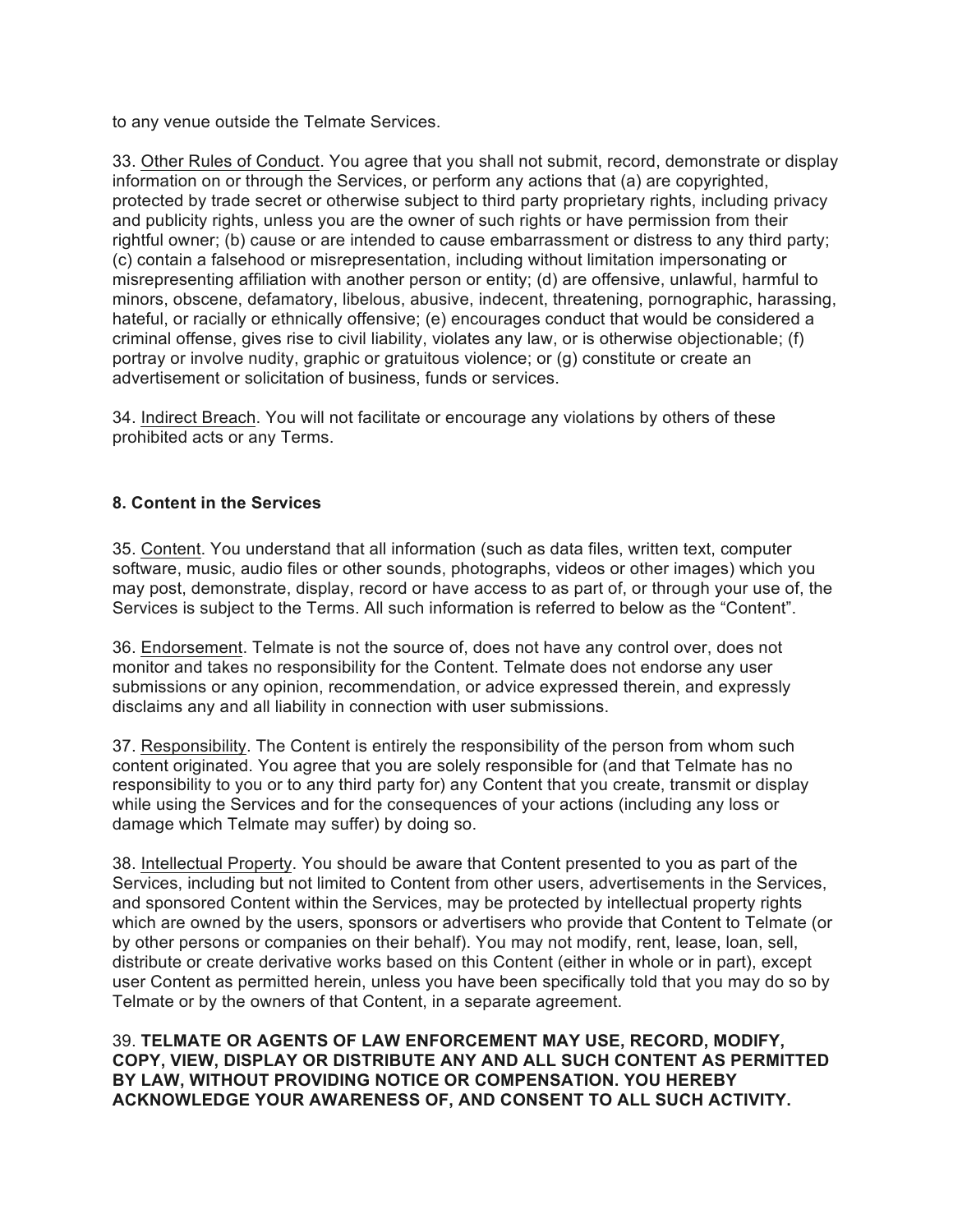to any venue outside the Telmate Services.

33. Other Rules of Conduct. You agree that you shall not submit, record, demonstrate or display information on or through the Services, or perform any actions that (a) are copyrighted, protected by trade secret or otherwise subject to third party proprietary rights, including privacy and publicity rights, unless you are the owner of such rights or have permission from their rightful owner; (b) cause or are intended to cause embarrassment or distress to any third party; (c) contain a falsehood or misrepresentation, including without limitation impersonating or misrepresenting affiliation with another person or entity; (d) are offensive, unlawful, harmful to minors, obscene, defamatory, libelous, abusive, indecent, threatening, pornographic, harassing, hateful, or racially or ethnically offensive; (e) encourages conduct that would be considered a criminal offense, gives rise to civil liability, violates any law, or is otherwise objectionable; (f) portray or involve nudity, graphic or gratuitous violence; or (g) constitute or create an advertisement or solicitation of business, funds or services.

34. Indirect Breach. You will not facilitate or encourage any violations by others of these prohibited acts or any Terms.

## 8. Content in the Services

35. Content. You understand that all information (such as data files, written text, computer software, music, audio files or other sounds, photographs, videos or other images) which you may post, demonstrate, display, record or have access to as part of, or through your use of, the Services is subject to the Terms. All such information is referred to below as the "Content".

36. Endorsement. Telmate is not the source of, does not have any control over, does not monitor and takes no responsibility for the Content. Telmate does not endorse any user submissions or any opinion, recommendation, or advice expressed therein, and expressly disclaims any and all liability in connection with user submissions.

37. Responsibility. The Content is entirely the responsibility of the person from whom such content originated. You agree that you are solely responsible for (and that Telmate has no responsibility to you or to any third party for) any Content that you create, transmit or display while using the Services and for the consequences of your actions (including any loss or damage which Telmate may suffer) by doing so.

38. Intellectual Property. You should be aware that Content presented to you as part of the Services, including but not limited to Content from other users, advertisements in the Services, and sponsored Content within the Services, may be protected by intellectual property rights which are owned by the users, sponsors or advertisers who provide that Content to Telmate (or by other persons or companies on their behalf). You may not modify, rent, lease, loan, sell, distribute or create derivative works based on this Content (either in whole or in part), except user Content as permitted herein, unless you have been specifically told that you may do so by Telmate or by the owners of that Content, in a separate agreement.

39. **TELMATE OR AGENTS OF LAW ENFORCEMENT MAY USE, RECORD, MODIFY, COPY, VIEW, DISPLAY OR DISTRIBUTE ANY AND ALL SUCH CONTENT AS PERMITTED BY LAW, WITHOUT PROVIDING NOTICE OR COMPENSATION. YOU HEREBY ACKNOWLEDGE YOUR AWARENESS OF, AND CONSENT TO ALL SUCH ACTIVITY.**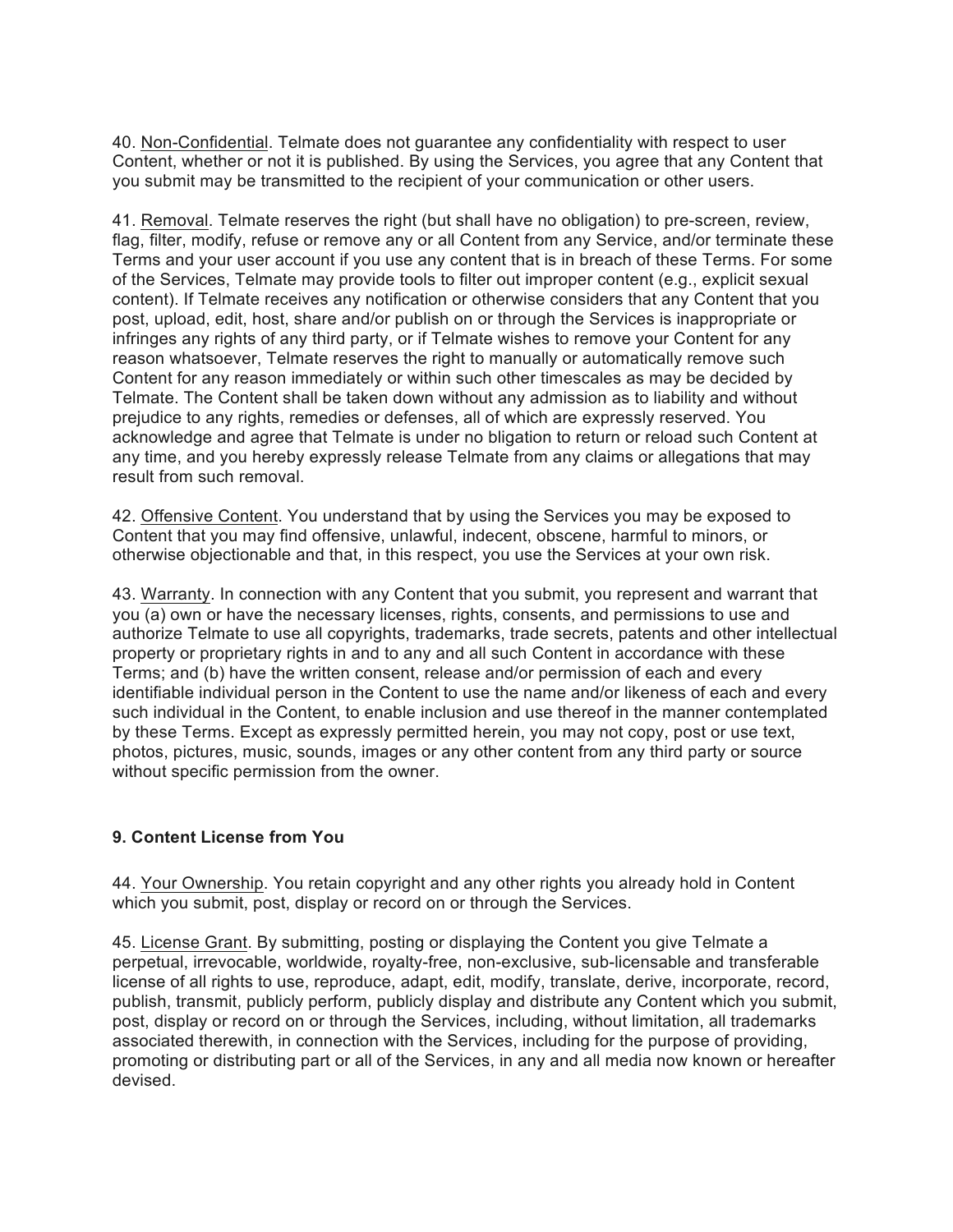40. Non-Confidential. Telmate does not guarantee any confidentiality with respect to user Content, whether or not it is published. By using the Services, you agree that any Content that you submit may be transmitted to the recipient of your communication or other users.

41. Removal. Telmate reserves the right (but shall have no obligation) to pre-screen, review, flag, filter, modify, refuse or remove any or all Content from any Service, and/or terminate these Terms and your user account if you use any content that is in breach of these Terms. For some of the Services, Telmate may provide tools to filter out improper content (e.g., explicit sexual content). If Telmate receives any notification or otherwise considers that any Content that you post, upload, edit, host, share and/or publish on or through the Services is inappropriate or infringes any rights of any third party, or if Telmate wishes to remove your Content for any reason whatsoever, Telmate reserves the right to manually or automatically remove such Content for any reason immediately or within such other timescales as may be decided by Telmate. The Content shall be taken down without any admission as to liability and without prejudice to any rights, remedies or defenses, all of which are expressly reserved. You acknowledge and agree that Telmate is under no bligation to return or reload such Content at any time, and you hereby expressly release Telmate from any claims or allegations that may result from such removal.

42. Offensive Content. You understand that by using the Services you may be exposed to Content that you may find offensive, unlawful, indecent, obscene, harmful to minors, or otherwise objectionable and that, in this respect, you use the Services at your own risk.

43. Warranty. In connection with any Content that you submit, you represent and warrant that you (a) own or have the necessary licenses, rights, consents, and permissions to use and authorize Telmate to use all copyrights, trademarks, trade secrets, patents and other intellectual property or proprietary rights in and to any and all such Content in accordance with these Terms; and (b) have the written consent, release and/or permission of each and every identifiable individual person in the Content to use the name and/or likeness of each and every such individual in the Content, to enable inclusion and use thereof in the manner contemplated by these Terms. Except as expressly permitted herein, you may not copy, post or use text, photos, pictures, music, sounds, images or any other content from any third party or source without specific permission from the owner.

### 9. Content License from You

44. Your Ownership. You retain copyright and any other rights you already hold in Content which you submit, post, display or record on or through the Services.

45. License Grant. By submitting, posting or displaying the Content you give Telmate a perpetual, irrevocable, worldwide, royalty-free, non-exclusive, sub-licensable and transferable license of all rights to use, reproduce, adapt, edit, modify, translate, derive, incorporate, record, publish, transmit, publicly perform, publicly display and distribute any Content which you submit, post, display or record on or through the Services, including, without limitation, all trademarks associated therewith, in connection with the Services, including for the purpose of providing, promoting or distributing part or all of the Services, in any and all media now known or hereafter devised.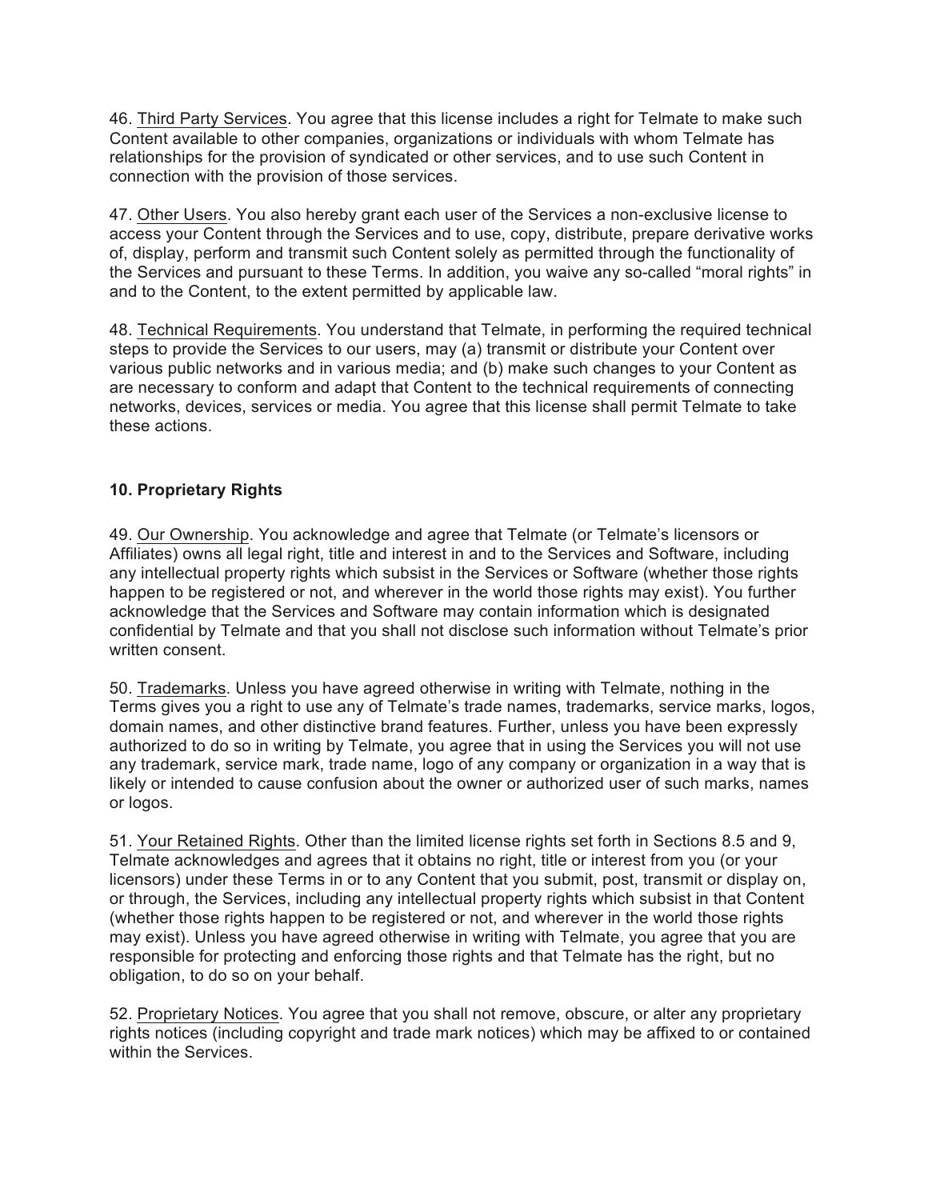46. Third Party Services. You agree that this license includes a right for Telmate to make such Content available to other companies, organizations or individuals with whom Telmate has relationships for the provision of syndicated or other services, and to use such Content in connection with the provision of those services.

47. Other Users. You also hereby grant each user of the Services a non-exclusive license to access your Content through the Services and to use, copy, distribute, prepare derivative works of, display, perform and transmit such Content solely as permitted through the functionality of the Services and pursuant to these Terms. In addition, you waive any so-called "moral rights" in and to the Content, to the extent permitted by applicable law.

48. Technical Requirements. You understand that Telmate, in performing the required technical steps to provide the Services to our users, may (a) transmit or distribute your Content over various public networks and in various media; and (b) make such changes to your Content as are necessary to conform and adapt that Content to the technical requirements of connecting networks, devices, services or media. You agree that this license shall permit Telmate to take these actions.

## 10. Proprietary Rights

49. Our Ownership. You acknowledge and agree that Telmate (or Telmate's licensors or Affiliates) owns all legal right, title and interest in and to the Services and Software, including any intellectual property rights which subsist in the Services or Software (whether those rights happen to be registered or not, and wherever in the world those rights may exist). You further acknowledge that the Services and Software may contain information which is designated confidential by Telmate and that you shall not disclose such information without Telmate's prior written consent.

50. Trademarks. Unless you have agreed otherwise in writing with Telmate, nothing in the Terms gives you a right to use any of Telmate's trade names, trademarks, service marks, logos, domain names, and other distinctive brand features. Further, unless you have been expressly authorized to do so in writing by Telmate, you agree that in using the Services you will not use any trademark, service mark, trade name, logo of any company or organization in a way that is likely or intended to cause confusion about the owner or authorized user of such marks, names or logos.

51. Your Retained Rights. Other than the limited license rights set forth in Sections 8.5 and 9, Telmate acknowledges and agrees that it obtains no right, title or interest from you (or your licensors) under these Terms in or to any Content that you submit, post, transmit or display on, or through, the Services, including any intellectual property rights which subsist in that Content (whether those rights happen to be registered or not, and wherever in the world those rights may exist). Unless you have agreed otherwise in writing with Telmate, you agree that you are responsible for protecting and enforcing those rights and that Telmate has the right, but no obligation, to do so on your behalf.

52. Proprietary Notices. You agree that you shall not remove, obscure, or alter any proprietary rights notices (including copyright and trade mark notices) which may be affixed to or contained within the Services.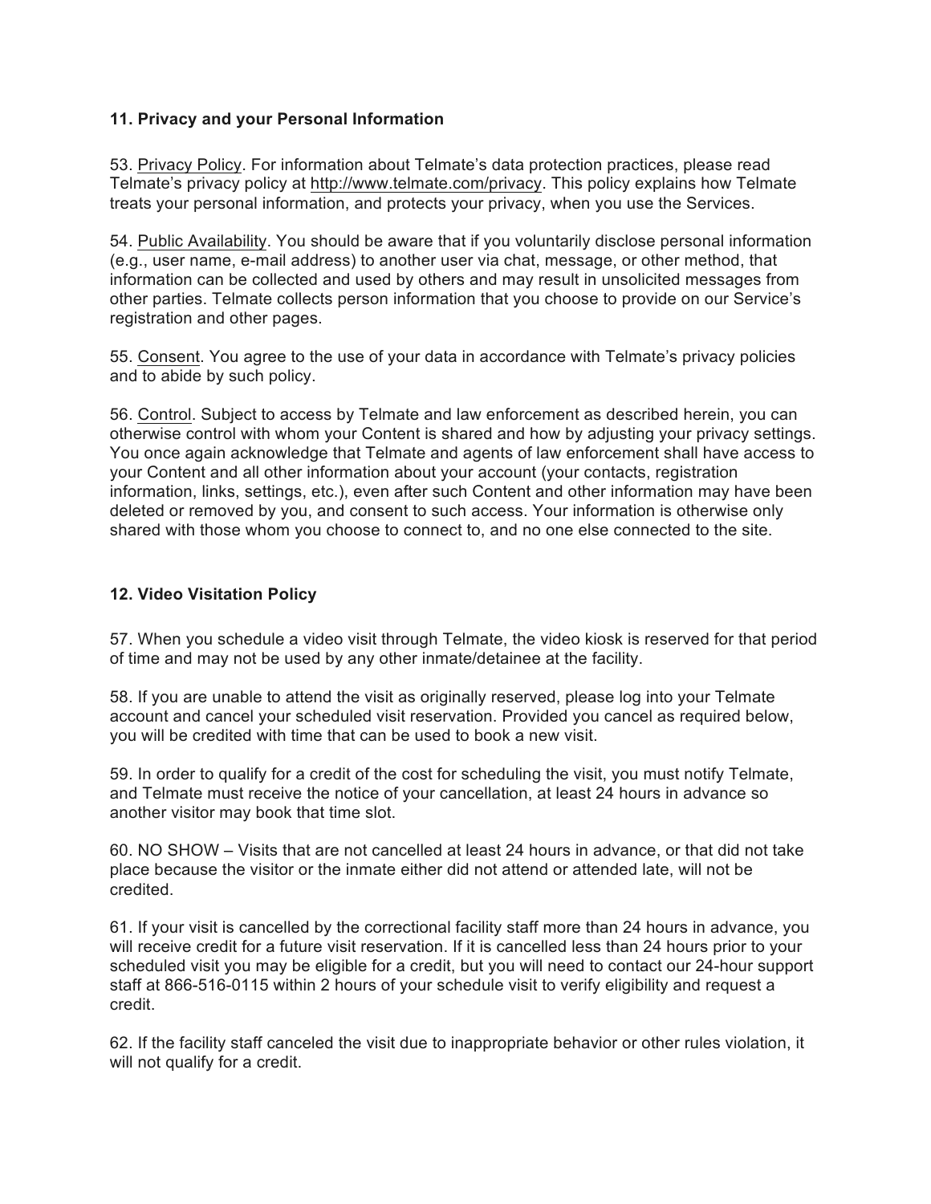### 11. Privacy and your Personal Information

53. Privacy Policy. For information about Telmate's data protection practices, please read Telmate's privacy policy at http://www.telmate.com/privacy. This policy explains how Telmate treats your personal information, and protects your privacy, when you use the Services.

54. Public Availability. You should be aware that if you voluntarily disclose personal information (e.g., user name, e-mail address) to another user via chat, message, or other method, that information can be collected and used by others and may result in unsolicited messages from other parties. Telmate collects person information that you choose to provide on our Service's registration and other pages.

55. Consent. You agree to the use of your data in accordance with Telmate's privacy policies and to abide by such policy.

56. Control. Subject to access by Telmate and law enforcement as described herein, you can otherwise control with whom your Content is shared and how by adjusting your privacy settings. You once again acknowledge that Telmate and agents of law enforcement shall have access to your Content and all other information about your account (your contacts, registration information, links, settings, etc.), even after such Content and other information may have been deleted or removed by you, and consent to such access. Your information is otherwise only shared with those whom you choose to connect to, and no one else connected to the site.

### 12. Video Visitation Policy

57. When you schedule a video visit through Telmate, the video kiosk is reserved for that period of time and may not be used by any other inmate/detainee at the facility.

58. If you are unable to attend the visit as originally reserved, please log into your Telmate account and cancel your scheduled visit reservation. Provided you cancel as required below, you will be credited with time that can be used to book a new visit.

59. In order to qualify for a credit of the cost for scheduling the visit, you must notify Telmate, and Telmate must receive the notice of your cancellation, at least 24 hours in advance so another visitor may book that time slot.

60. NO SHOW – Visits that are not cancelled at least 24 hours in advance, or that did not take place because the visitor or the inmate either did not attend or attended late, will not be credited.

61. If your visit is cancelled by the correctional facility staff more than 24 hours in advance, you will receive credit for a future visit reservation. If it is cancelled less than 24 hours prior to your scheduled visit you may be eligible for a credit, but you will need to contact our 24-hour support staff at 866-516-0115 within 2 hours of your schedule visit to verify eligibility and request a credit.

62. If the facility staff canceled the visit due to inappropriate behavior or other rules violation, it will not qualify for a credit.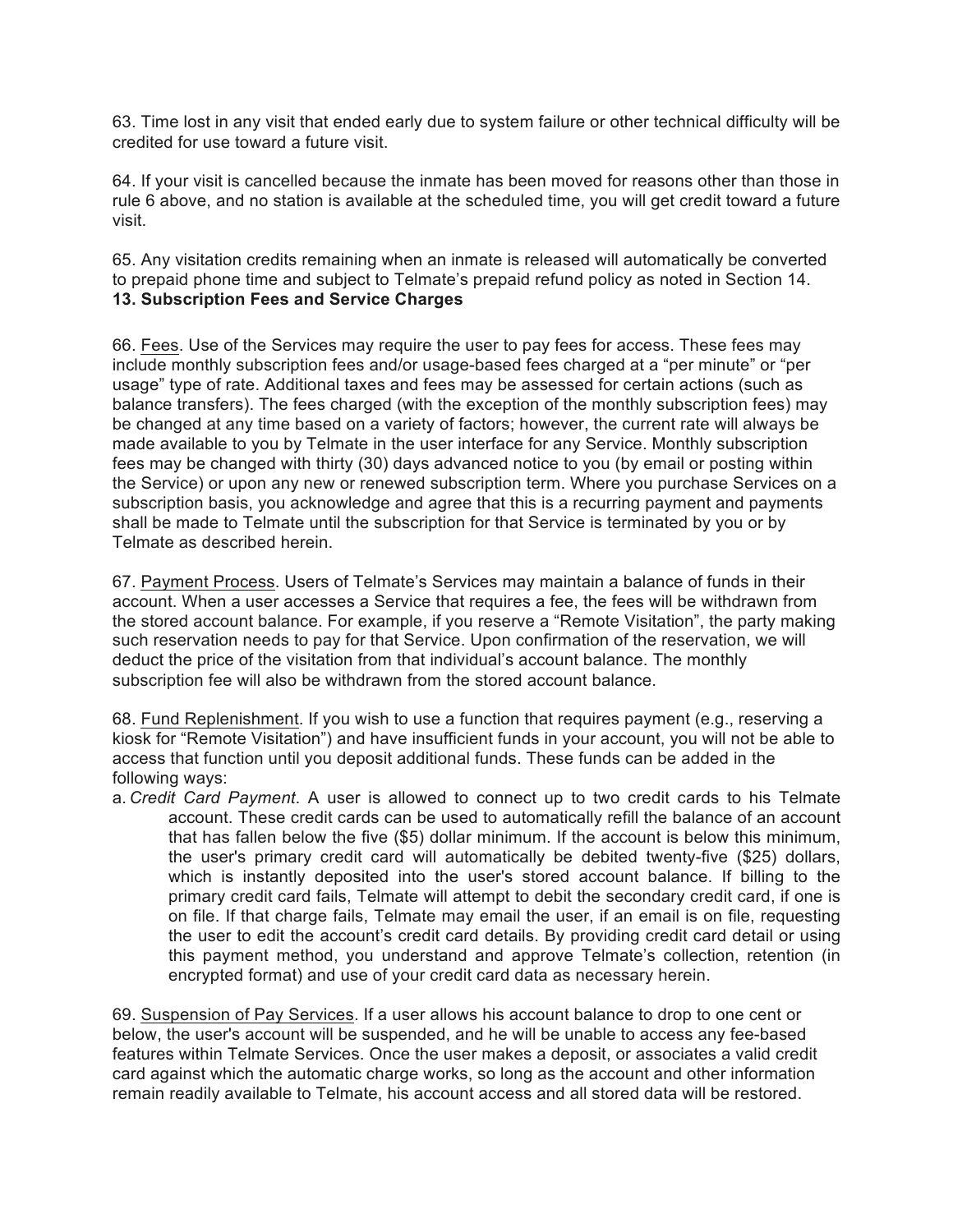63. Time lost in any visit that ended early due to system failure or other technical difficulty will be credited for use toward a future visit.

64. If your visit is cancelled because the inmate has been moved for reasons other than those in rule 6 above, and no station is available at the scheduled time, you will get credit toward a future visit.

65. Any visitation credits remaining when an inmate is released will automatically be converted to prepaid phone time and subject to Telmate's prepaid refund policy as noted in Section 14.

**13. Subscription Fees and Service Charges**

66. Fees. Use of the Services may require the user to pay fees for access. These fees may include monthly subscription fees and/or usage-based fees charged at a "per minute" or "per usage" type of rate. Additional taxes and fees may be assessed for certain actions (such as balance transfers). The fees charged (with the exception of the monthly subscription fees) may be changed at any time based on a variety of factors; however, the current rate will always be made available to you by Telmate in the user interface for any Service. Monthly subscription fees may be changed with thirty (30) days advanced notice to you (by email or posting within the Service) or upon any new or renewed subscription term. Where you purchase Services on a subscription basis, you acknowledge and agree that this is a recurring payment and payments shall be made to Telmate until the subscription for that Service is terminated by you or by Telmate as described herein.

67. Payment Process. Users of Telmate's Services may maintain a balance of funds in their account. When a user accesses a Service that requires a fee, the fees will be withdrawn from the stored account balance. For example, if you reserve a "Remote Visitation", the party making such reservation needs to pay for that Service. Upon confirmation of the reservation, we will deduct the price of the visitation from that individual's account balance. The monthly subscription fee will also be withdrawn from the stored account balance.

68. Fund Replenishment. If you wish to use a function that requires payment (e.g., reserving a kiosk for "Remote Visitation") and have insufficient funds in your account, you will not be able to access that function until you deposit additional funds. These funds can be added in the following ways:

a. *Credit Card Payment*. A user is allowed to connect up to two credit cards to his Telmate account. These credit cards can be used to automatically refill the balance of an account that has fallen below the five ($5) dollar minimum. If the account is below this minimum, the user's primary credit card will automatically be debited twenty-five ($25) dollars, which is instantly deposited into the user's stored account balance. If billing to the primary credit card fails, Telmate will attempt to debit the secondary credit card, if one is on file. If that charge fails, Telmate may email the user, if an email is on file, requesting the user to edit the account's credit card details. By providing credit card detail or using this payment method, you understand and approve Telmate's collection, retention (in encrypted format) and use of your credit card data as necessary herein.

69. Suspension of Pay Services. If a user allows his account balance to drop to one cent or below, the user's account will be suspended, and he will be unable to access any fee-based features within Telmate Services. Once the user makes a deposit, or associates a valid credit card against which the automatic charge works, so long as the account and other information remain readily available to Telmate, his account access and all stored data will be restored.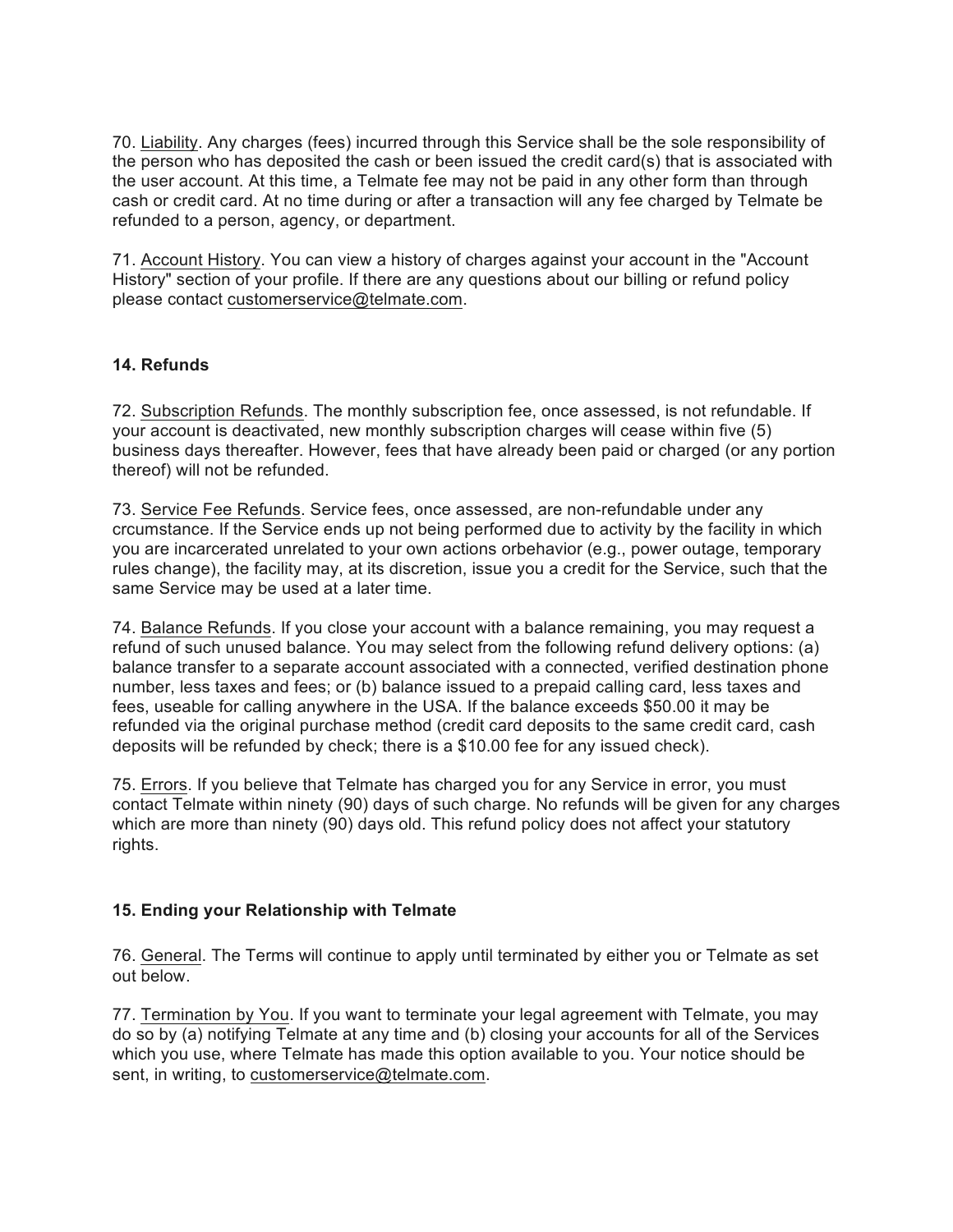70. Liability. Any charges (fees) incurred through this Service shall be the sole responsibility of the person who has deposited the cash or been issued the credit card(s) that is associated with the user account. At this time, a Telmate fee may not be paid in any other form than through cash or credit card. At no time during or after a transaction will any fee charged by Telmate be refunded to a person, agency, or department.

71. Account History. You can view a history of charges against your account in the "Account History" section of your profile. If there are any questions about our billing or refund policy please contact customerservice@telmate.com.

### 14. Refunds

72. Subscription Refunds. The monthly subscription fee, once assessed, is not refundable. If your account is deactivated, new monthly subscription charges will cease within five (5) business days thereafter. However, fees that have already been paid or charged (or any portion thereof) will not be refunded.

73. Service Fee Refunds. Service fees, once assessed, are non-refundable under any crcumstance. If the Service ends up not being performed due to activity by the facility in which you are incarcerated unrelated to your own actions orbehavior (e.g., power outage, temporary rules change), the facility may, at its discretion, issue you a credit for the Service, such that the same Service may be used at a later time.

74. Balance Refunds. If you close your account with a balance remaining, you may request a refund of such unused balance. You may select from the following refund delivery options: (a) balance transfer to a separate account associated with a connected, verified destination phone number, less taxes and fees; or (b) balance issued to a prepaid calling card, less taxes and fees, useable for calling anywhere in the USA. If the balance exceeds $50.00 it may be refunded via the original purchase method (credit card deposits to the same credit card, cash deposits will be refunded by check; there is a $10.00 fee for any issued check).

75. Errors. If you believe that Telmate has charged you for any Service in error, you must contact Telmate within ninety (90) days of such charge. No refunds will be given for any charges which are more than ninety (90) days old. This refund policy does not affect your statutory rights.

### 15. Ending your Relationship with Telmate

76. General. The Terms will continue to apply until terminated by either you or Telmate as set out below.

77. Termination by You. If you want to terminate your legal agreement with Telmate, you may do so by (a) notifying Telmate at any time and (b) closing your accounts for all of the Services which you use, where Telmate has made this option available to you. Your notice should be sent, in writing, to customerservice@telmate.com.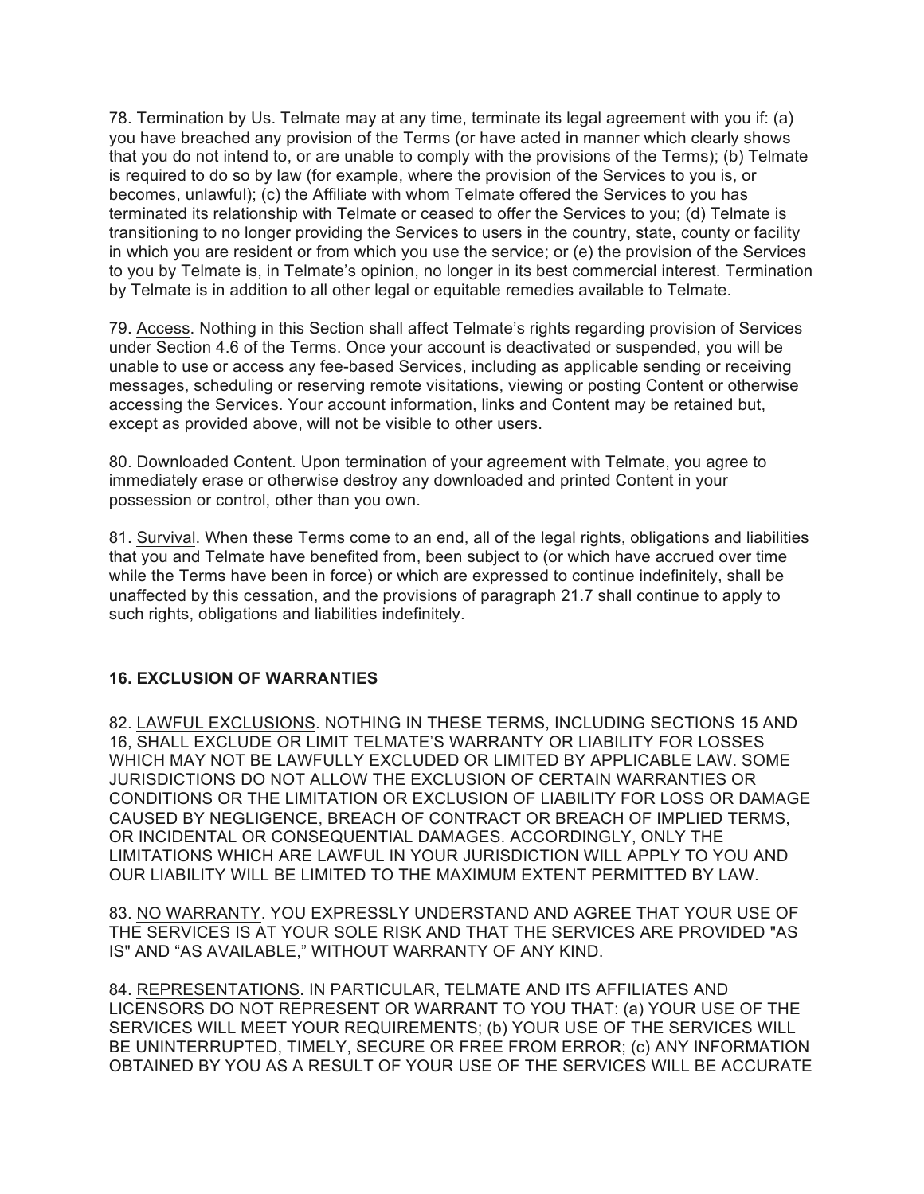78. Termination by Us. Telmate may at any time, terminate its legal agreement with you if: (a) you have breached any provision of the Terms (or have acted in manner which clearly shows that you do not intend to, or are unable to comply with the provisions of the Terms); (b) Telmate is required to do so by law (for example, where the provision of the Services to you is, or becomes, unlawful); (c) the Affiliate with whom Telmate offered the Services to you has terminated its relationship with Telmate or ceased to offer the Services to you; (d) Telmate is transitioning to no longer providing the Services to users in the country, state, county or facility in which you are resident or from which you use the service; or (e) the provision of the Services to you by Telmate is, in Telmate's opinion, no longer in its best commercial interest. Termination by Telmate is in addition to all other legal or equitable remedies available to Telmate.

79. Access. Nothing in this Section shall affect Telmate's rights regarding provision of Services under Section 4.6 of the Terms. Once your account is deactivated or suspended, you will be unable to use or access any fee-based Services, including as applicable sending or receiving messages, scheduling or reserving remote visitations, viewing or posting Content or otherwise accessing the Services. Your account information, links and Content may be retained but, except as provided above, will not be visible to other users.

80. Downloaded Content. Upon termination of your agreement with Telmate, you agree to immediately erase or otherwise destroy any downloaded and printed Content in your possession or control, other than you own.

81. Survival. When these Terms come to an end, all of the legal rights, obligations and liabilities that you and Telmate have benefited from, been subject to (or which have accrued over time while the Terms have been in force) or which are expressed to continue indefinitely, shall be unaffected by this cessation, and the provisions of paragraph 21.7 shall continue to apply to such rights, obligations and liabilities indefinitely.

## 16. EXCLUSION OF WARRANTIES

82. LAWFUL EXCLUSIONS. NOTHING IN THESE TERMS, INCLUDING SECTIONS 15 AND 16, SHALL EXCLUDE OR LIMIT TELMATE'S WARRANTY OR LIABILITY FOR LOSSES WHICH MAY NOT BE LAWFULLY EXCLUDED OR LIMITED BY APPLICABLE LAW. SOME JURISDICTIONS DO NOT ALLOW THE EXCLUSION OF CERTAIN WARRANTIES OR CONDITIONS OR THE LIMITATION OR EXCLUSION OF LIABILITY FOR LOSS OR DAMAGE CAUSED BY NEGLIGENCE, BREACH OF CONTRACT OR BREACH OF IMPLIED TERMS, OR INCIDENTAL OR CONSEQUENTIAL DAMAGES. ACCORDINGLY, ONLY THE LIMITATIONS WHICH ARE LAWFUL IN YOUR JURISDICTION WILL APPLY TO YOU AND OUR LIABILITY WILL BE LIMITED TO THE MAXIMUM EXTENT PERMITTED BY LAW.

83. NO WARRANTY. YOU EXPRESSLY UNDERSTAND AND AGREE THAT YOUR USE OF THE SERVICES IS AT YOUR SOLE RISK AND THAT THE SERVICES ARE PROVIDED "AS IS" AND "AS AVAILABLE," WITHOUT WARRANTY OF ANY KIND.

84. REPRESENTATIONS. IN PARTICULAR, TELMATE AND ITS AFFILIATES AND LICENSORS DO NOT REPRESENT OR WARRANT TO YOU THAT: (a) YOUR USE OF THE SERVICES WILL MEET YOUR REQUIREMENTS; (b) YOUR USE OF THE SERVICES WILL BE UNINTERRUPTED, TIMELY, SECURE OR FREE FROM ERROR; (c) ANY INFORMATION OBTAINED BY YOU AS A RESULT OF YOUR USE OF THE SERVICES WILL BE ACCURATE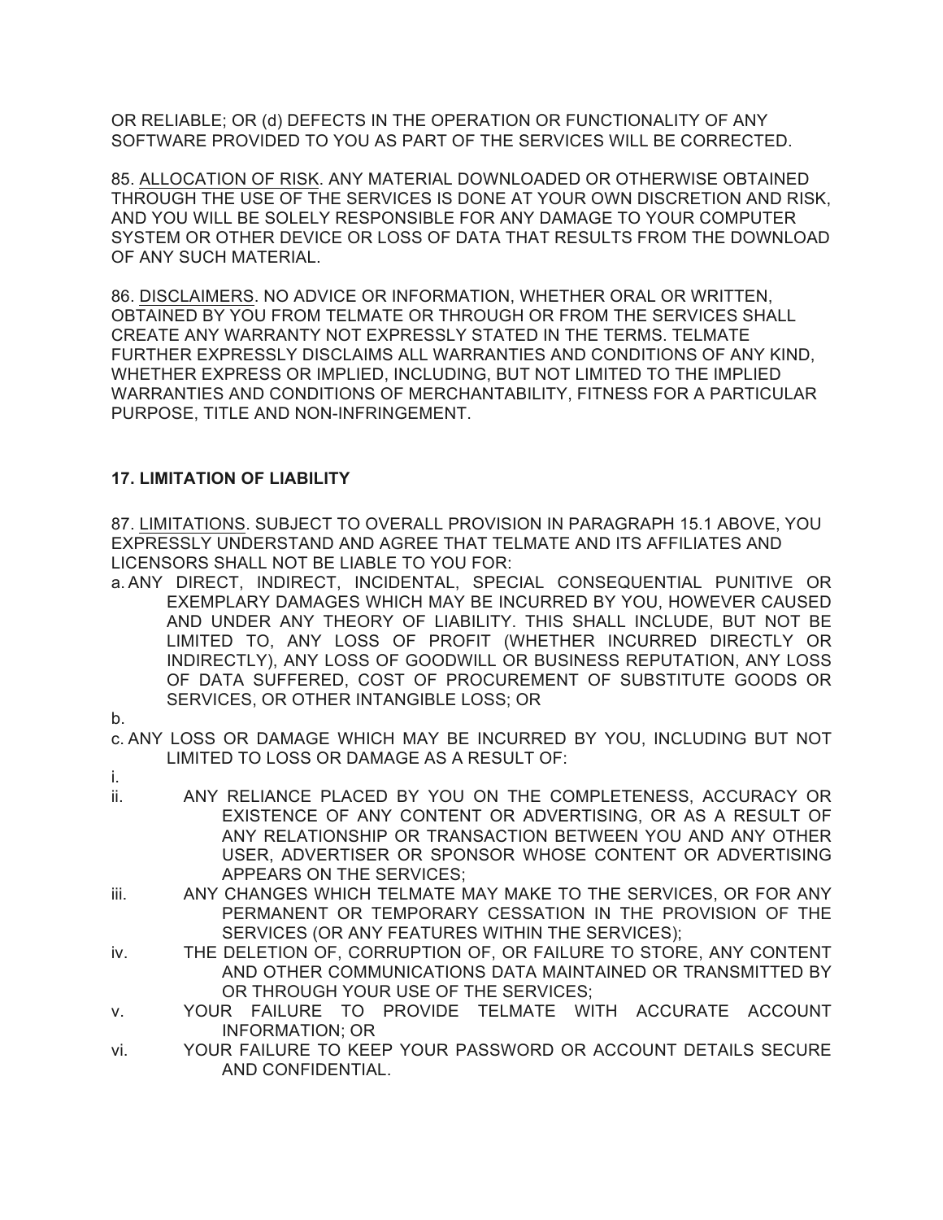OR RELIABLE; OR (d) DEFECTS IN THE OPERATION OR FUNCTIONALITY OF ANY SOFTWARE PROVIDED TO YOU AS PART OF THE SERVICES WILL BE CORRECTED.

85. <u>ALLOCATION OF RISK</u>. ANY MATERIAL DOWNLOADED OR OTHERWISE OBTAINED THROUGH THE USE OF THE SERVICES IS DONE AT YOUR OWN DISCRETION AND RISK, AND YOU WILL BE SOLELY RESPONSIBLE FOR ANY DAMAGE TO YOUR COMPUTER SYSTEM OR OTHER DEVICE OR LOSS OF DATA THAT RESULTS FROM THE DOWNLOAD OF ANY SUCH MATERIAL.

86. <u>DISCLAIMERS</u>. NO ADVICE OR INFORMATION, WHETHER ORAL OR WRITTEN, OBTAINED BY YOU FROM TELMATE OR THROUGH OR FROM THE SERVICES SHALL CREATE ANY WARRANTY NOT EXPRESSLY STATED IN THE TERMS. TELMATE FURTHER EXPRESSLY DISCLAIMS ALL WARRANTIES AND CONDITIONS OF ANY KIND, WHETHER EXPRESS OR IMPLIED, INCLUDING, BUT NOT LIMITED TO THE IMPLIED WARRANTIES AND CONDITIONS OF MERCHANTABILITY, FITNESS FOR A PARTICULAR PURPOSE, TITLE AND NON-INFRINGEMENT.

**17. LIMITATION OF LIABILITY**

87. <u>LIMITATIONS</u>. SUBJECT TO OVERALL PROVISION IN PARAGRAPH 15.1 ABOVE, YOU EXPRESSLY UNDERSTAND AND AGREE THAT TELMATE AND ITS AFFILIATES AND LICENSORS SHALL NOT BE LIABLE TO YOU FOR:

a. ANY DIRECT, INDIRECT, INCIDENTAL, SPECIAL CONSEQUENTIAL PUNITIVE OR EXEMPLARY DAMAGES WHICH MAY BE INCURRED BY YOU, HOWEVER CAUSED AND UNDER ANY THEORY OF LIABILITY. THIS SHALL INCLUDE, BUT NOT BE LIMITED TO, ANY LOSS OF PROFIT (WHETHER INCURRED DIRECTLY OR INDIRECTLY), ANY LOSS OF GOODWILL OR BUSINESS REPUTATION, ANY LOSS OF DATA SUFFERED, COST OF PROCUREMENT OF SUBSTITUTE GOODS OR SERVICES, OR OTHER INTANGIBLE LOSS; OR

b.

c. ANY LOSS OR DAMAGE WHICH MAY BE INCURRED BY YOU, INCLUDING BUT NOT LIMITED TO LOSS OR DAMAGE AS A RESULT OF:

i.

ii. ANY RELIANCE PLACED BY YOU ON THE COMPLETENESS, ACCURACY OR EXISTENCE OF ANY CONTENT OR ADVERTISING, OR AS A RESULT OF ANY RELATIONSHIP OR TRANSACTION BETWEEN YOU AND ANY OTHER USER, ADVERTISER OR SPONSOR WHOSE CONTENT OR ADVERTISING APPEARS ON THE SERVICES;

iii. ANY CHANGES WHICH TELMATE MAY MAKE TO THE SERVICES, OR FOR ANY PERMANENT OR TEMPORARY CESSATION IN THE PROVISION OF THE SERVICES (OR ANY FEATURES WITHIN THE SERVICES);

iv. THE DELETION OF, CORRUPTION OF, OR FAILURE TO STORE, ANY CONTENT AND OTHER COMMUNICATIONS DATA MAINTAINED OR TRANSMITTED BY OR THROUGH YOUR USE OF THE SERVICES;

v. YOUR FAILURE TO PROVIDE TELMATE WITH ACCURATE ACCOUNT INFORMATION; OR

vi. YOUR FAILURE TO KEEP YOUR PASSWORD OR ACCOUNT DETAILS SECURE AND CONFIDENTIAL.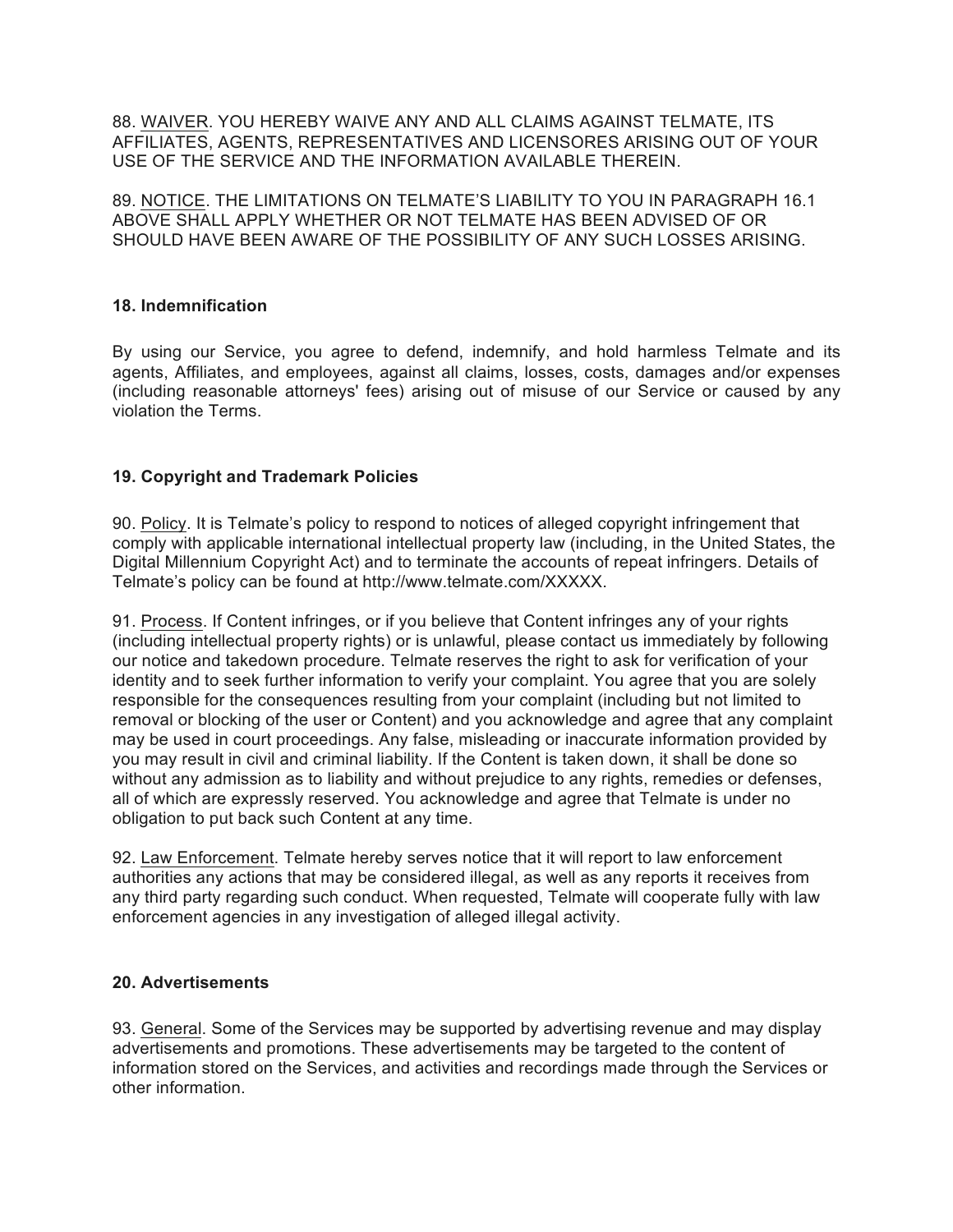88. WAIVER. YOU HEREBY WAIVE ANY AND ALL CLAIMS AGAINST TELMATE, ITS AFFILIATES, AGENTS, REPRESENTATIVES AND LICENSORES ARISING OUT OF YOUR USE OF THE SERVICE AND THE INFORMATION AVAILABLE THEREIN.

89. NOTICE. THE LIMITATIONS ON TELMATE'S LIABILITY TO YOU IN PARAGRAPH 16.1 ABOVE SHALL APPLY WHETHER OR NOT TELMATE HAS BEEN ADVISED OF OR SHOULD HAVE BEEN AWARE OF THE POSSIBILITY OF ANY SUCH LOSSES ARISING.

### 18. Indemnification

By using our Service, you agree to defend, indemnify, and hold harmless Telmate and its agents, Affiliates, and employees, against all claims, losses, costs, damages and/or expenses (including reasonable attorneys' fees) arising out of misuse of our Service or caused by any violation the Terms.

### 19. Copyright and Trademark Policies

90. Policy. It is Telmate's policy to respond to notices of alleged copyright infringement that comply with applicable international intellectual property law (including, in the United States, the Digital Millennium Copyright Act) and to terminate the accounts of repeat infringers. Details of Telmate's policy can be found at http://www.telmate.com/XXXXX.

91. Process. If Content infringes, or if you believe that Content infringes any of your rights (including intellectual property rights) or is unlawful, please contact us immediately by following our notice and takedown procedure. Telmate reserves the right to ask for verification of your identity and to seek further information to verify your complaint. You agree that you are solely responsible for the consequences resulting from your complaint (including but not limited to removal or blocking of the user or Content) and you acknowledge and agree that any complaint may be used in court proceedings. Any false, misleading or inaccurate information provided by you may result in civil and criminal liability. If the Content is taken down, it shall be done so without any admission as to liability and without prejudice to any rights, remedies or defenses, all of which are expressly reserved. You acknowledge and agree that Telmate is under no obligation to put back such Content at any time.

92. Law Enforcement. Telmate hereby serves notice that it will report to law enforcement authorities any actions that may be considered illegal, as well as any reports it receives from any third party regarding such conduct. When requested, Telmate will cooperate fully with law enforcement agencies in any investigation of alleged illegal activity.

### 20. Advertisements

93. General. Some of the Services may be supported by advertising revenue and may display advertisements and promotions. These advertisements may be targeted to the content of information stored on the Services, and activities and recordings made through the Services or other information.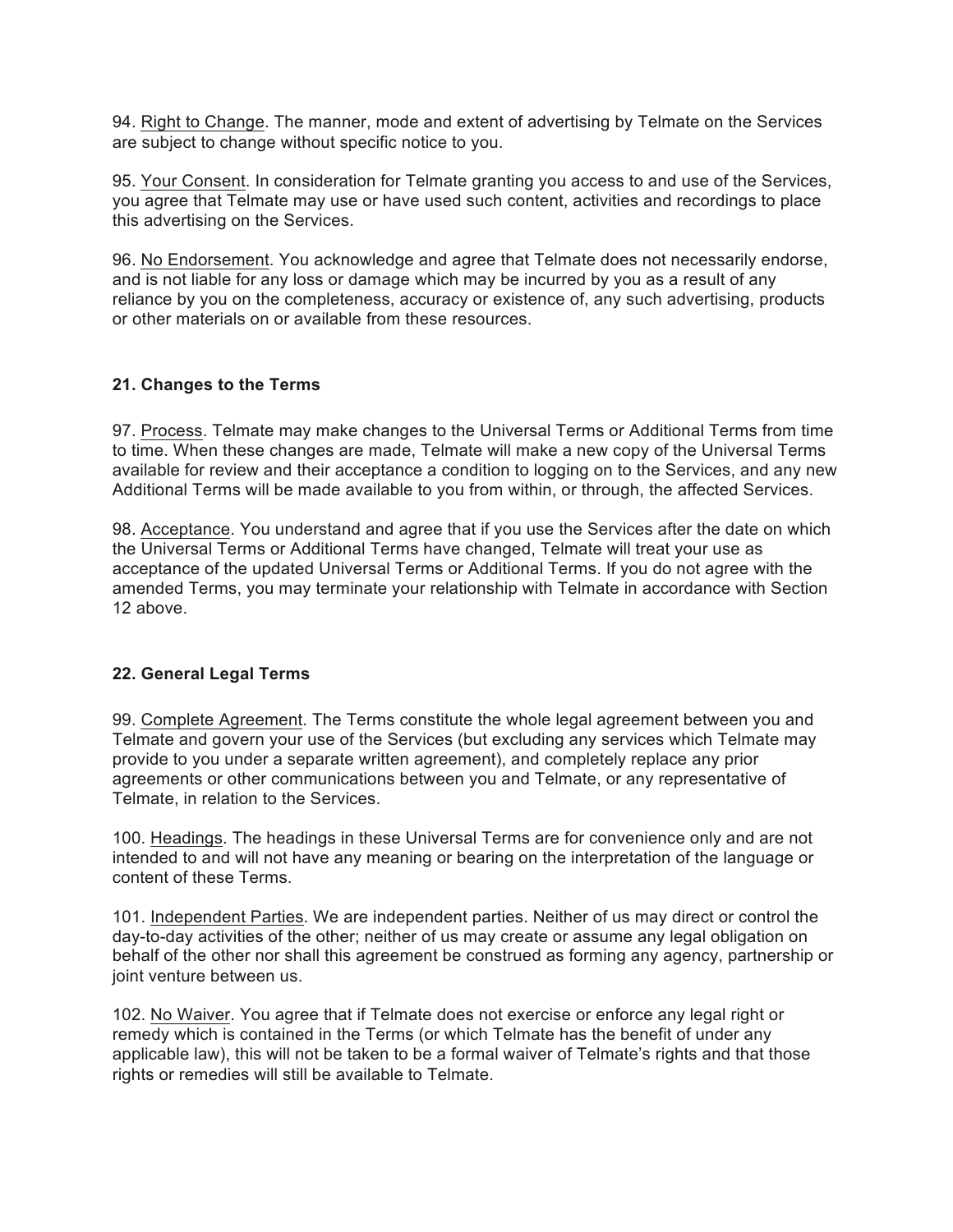94. Right to Change. The manner, mode and extent of advertising by Telmate on the Services are subject to change without specific notice to you.

95. Your Consent. In consideration for Telmate granting you access to and use of the Services, you agree that Telmate may use or have used such content, activities and recordings to place this advertising on the Services.

96. No Endorsement. You acknowledge and agree that Telmate does not necessarily endorse, and is not liable for any loss or damage which may be incurred by you as a result of any reliance by you on the completeness, accuracy or existence of, any such advertising, products or other materials on or available from these resources.

**21. Changes to the Terms**

97. Process. Telmate may make changes to the Universal Terms or Additional Terms from time to time. When these changes are made, Telmate will make a new copy of the Universal Terms available for review and their acceptance a condition to logging on to the Services, and any new Additional Terms will be made available to you from within, or through, the affected Services.

98. Acceptance. You understand and agree that if you use the Services after the date on which the Universal Terms or Additional Terms have changed, Telmate will treat your use as acceptance of the updated Universal Terms or Additional Terms. If you do not agree with the amended Terms, you may terminate your relationship with Telmate in accordance with Section 12 above.

**22. General Legal Terms**

99. Complete Agreement. The Terms constitute the whole legal agreement between you and Telmate and govern your use of the Services (but excluding any services which Telmate may provide to you under a separate written agreement), and completely replace any prior agreements or other communications between you and Telmate, or any representative of Telmate, in relation to the Services.

100. Headings. The headings in these Universal Terms are for convenience only and are not intended to and will not have any meaning or bearing on the interpretation of the language or content of these Terms.

101. Independent Parties. We are independent parties. Neither of us may direct or control the day-to-day activities of the other; neither of us may create or assume any legal obligation on behalf of the other nor shall this agreement be construed as forming any agency, partnership or joint venture between us.

102. No Waiver. You agree that if Telmate does not exercise or enforce any legal right or remedy which is contained in the Terms (or which Telmate has the benefit of under any applicable law), this will not be taken to be a formal waiver of Telmate's rights and that those rights or remedies will still be available to Telmate.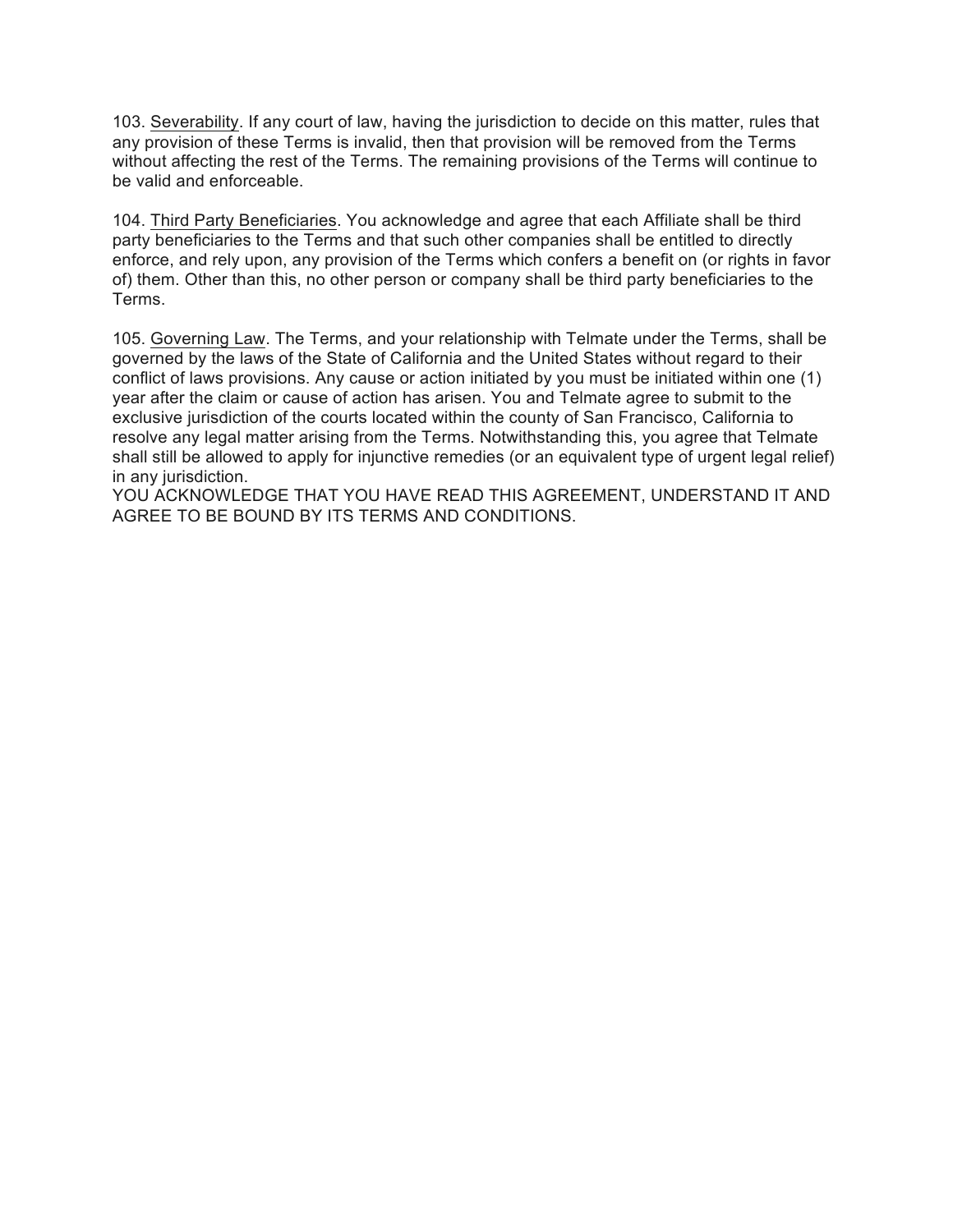103. Severability. If any court of law, having the jurisdiction to decide on this matter, rules that any provision of these Terms is invalid, then that provision will be removed from the Terms without affecting the rest of the Terms. The remaining provisions of the Terms will continue to be valid and enforceable.

104. Third Party Beneficiaries. You acknowledge and agree that each Affiliate shall be third party beneficiaries to the Terms and that such other companies shall be entitled to directly enforce, and rely upon, any provision of the Terms which confers a benefit on (or rights in favor of) them. Other than this, no other person or company shall be third party beneficiaries to the Terms.

105. Governing Law. The Terms, and your relationship with Telmate under the Terms, shall be governed by the laws of the State of California and the United States without regard to their conflict of laws provisions. Any cause or action initiated by you must be initiated within one (1) year after the claim or cause of action has arisen. You and Telmate agree to submit to the exclusive jurisdiction of the courts located within the county of San Francisco, California to resolve any legal matter arising from the Terms. Notwithstanding this, you agree that Telmate shall still be allowed to apply for injunctive remedies (or an equivalent type of urgent legal relief) in any jurisdiction.

YOU ACKNOWLEDGE THAT YOU HAVE READ THIS AGREEMENT, UNDERSTAND IT AND AGREE TO BE BOUND BY ITS TERMS AND CONDITIONS.